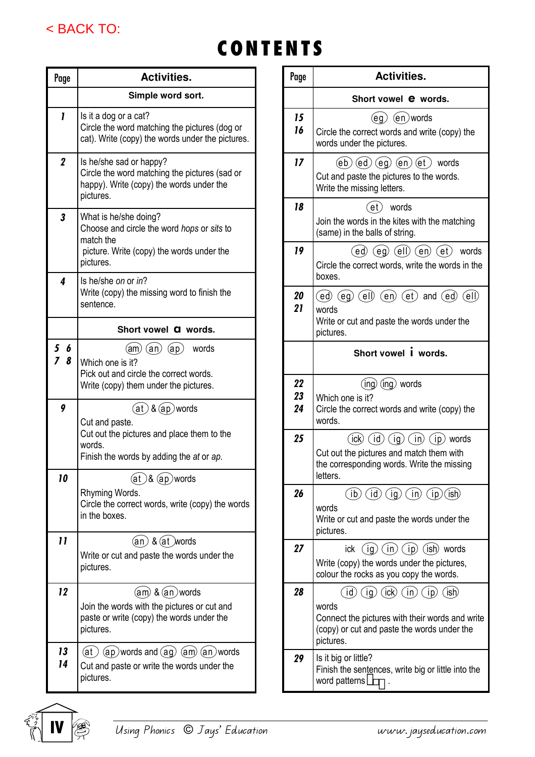< BACK TO:

# CONTENTS

| Page | Activities. |
|---|---|
| | **Simple word sort.** |
| 1 | Is it a dog or a cat? Circle the word matching the pictures (dog or cat). Write (copy) the words under the pictures. |
| 2 | Is he/she sad or happy? Circle the word matching the pictures (sad or happy). Write (copy) the words under the pictures. |
| 3 | What is he/she doing? Choose and circle the word *hops* or *sits* to match the picture. Write (copy) the words under the pictures. |
| 4 | Is he/she *on* or *in*? Write (copy) the missing word to finish the sentence. |
| | **Short vowel a words.** |
| 5 6 7 8 | (am) (an) (ap) words<br>Which one is it? Pick out and circle the correct words. Write (copy) them under the pictures. |
| 9 | (at) & (ap) words<br>Cut and paste. Cut out the pictures and place them to the words. Finish the words by adding the *at* or *ap*. |
| 10 | (at) & (ap) words<br>Rhyming Words. Circle the correct words, write (copy) the words in the boxes. |
| 11 | (an) & (at) words<br>Write or cut and paste the words under the pictures. |
| 12 | (am) & (an) words<br>Join the words with the pictures or cut and paste or write (copy) the words under the pictures. |
| 13 14 | (at) (ap) words and (ag) (am) (an) words<br>Cut and paste or write the words under the pictures. |

| Page | Activities. |
|---|---|
| | **Short vowel e words.** |
| 15 16 | (eg) (en) words<br>Circle the correct words and write (copy) the words under the pictures. |
| 17 | (eb) (ed) (eg) (en) (et) words<br>Cut and paste the pictures to the words. Write the missing letters. |
| 18 | (et) words<br>Join the words in the kites with the matching (same) in the balls of string. |
| 19 | (ed) (eg) (ell) (en) (et) words<br>Circle the correct words, write the words in the boxes. |
| 20 21 | (ed) (eg) (ell) (en) (et) and (ed) (ell) words<br>Write or cut and paste the words under the pictures. |
| | **Short vowel i words.** |
| 22 23 24 | (ing) (ing) words<br>Which one is it? Circle the correct words and write (copy) the words. |
| 25 | (ick) (id) (ig) (in) (ip) words<br>Cut out the pictures and match them with the corresponding words. Write the missing letters. |
| 26 | (ib) (id) (ig) (in) (ip) (ish) words<br>Write or cut and paste the words under the pictures. |
| 27 | ick (ig) (in) (ip) (ish) words<br>Write (copy) the words under the pictures, colour the rocks as you copy the words. |
| 28 | (id) (ig) (ick) (in) (ip) (ish) words<br>Connect the pictures with their words and write (copy) or cut and paste the words under the pictures. |
| 29 | Is it big or little? Finish the sentences, write big or little into the word patterns. |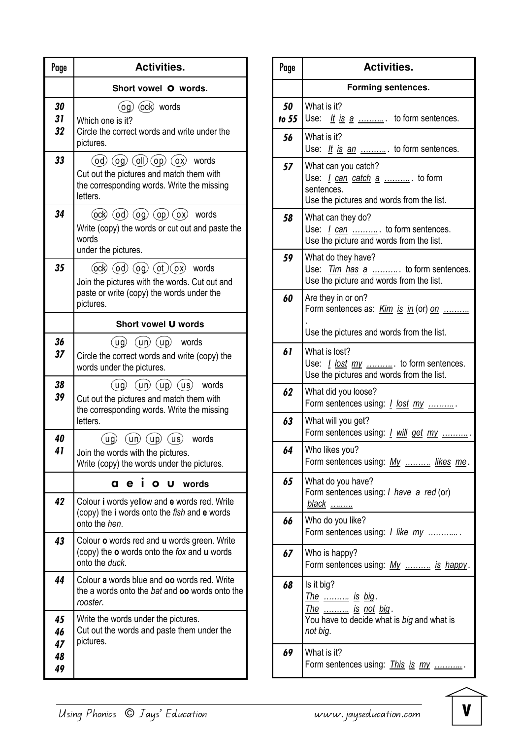| Page | Activities. |
|---|---|
| | **Short vowel o words.** |
| 30 31 32 | (og) (ock) words<br>Which one is it?<br>Circle the correct words and write under the pictures. |
| 33 | (od) (og) (oll) (op) (ox) words<br>Cut out the pictures and match them with the corresponding words. Write the missing letters. |
| 34 | (ock) (od) (og) (op) (ox) words<br>Write (copy) the words or cut out and paste the words under the pictures. |
| 35 | (ock) (od) (og) (ot) (ox) words<br>Join the pictures with the words. Cut out and paste or write (copy) the words under the pictures. |
| | **Short vowel u words** |
| 36 37 | (ug) (un) (up) words<br>Circle the correct words and write (copy) the words under the pictures. |
| 38 39 | (ug) (un) (up) (us) words<br>Cut out the pictures and match them with the corresponding words. Write the missing letters. |
| 40 41 | (ug) (un) (up) (us) words<br>Join the words with the pictures.<br>Write (copy) the words under the pictures. |
| | **a e i o u words** |
| 42 | Colour **i** words yellow and **e** words red. Write (copy) the **i** words onto the *fish* and **e** words onto the *hen*. |
| 43 | Colour **o** words red and **u** words green. Write (copy) the **o** words onto the *fox* and **u** words onto the *duck*. |
| 44 | Colour **a** words blue and **oo** words red. Write the a words onto the *bat* and **oo** words onto the *rooster*. |
| 45 46 47 48 49 | Write the words under the pictures.<br>Cut out the words and paste them under the pictures. |

| Page | Activities. |
|---|---|
| | **Forming sentences.** |
| 50 to 55 | What is it?<br>Use: It is a ………. to form sentences. |
| 56 | What is it?<br>Use: It is an ………. to form sentences. |
| 57 | What can you catch?<br>Use: I can catch a ………. to form sentences.<br>Use the pictures and words from the list. |
| 58 | What can they do?<br>Use: I can ………. to form sentences.<br>Use the picture and words from the list. |
| 59 | What do they have?<br>Use: Tim has a ………. to form sentences.<br>Use the picture and words from the list. |
| 60 | Are they in or on?<br>Form sentences as: Kim is in (or) on ……….<br>Use the pictures and words from the list. |
| 61 | What is lost?<br>Use: I lost my ………. to form sentences.<br>Use the pictures and words from the list. |
| 62 | What did you loose?<br>Form sentences using: I lost my ………. |
| 63 | What will you get?<br>Form sentences using: I will get my ………. |
| 64 | Who likes you?<br>Form sentences using: My ………. likes me. |
| 65 | What do you have?<br>Form sentences using: I have a red (or) black ………. |
| 66 | Who do you like?<br>Form sentences using: I like my ……….. |
| 67 | Who is happy?<br>Form sentences using: My ………. is happy. |
| 68 | Is it big?<br>The ………. is big.<br>The ………. is not big.<br>You have to decide what is *big* and what is *not big*. |
| 69 | What is it?<br>Form sentences using: This is my ……….. |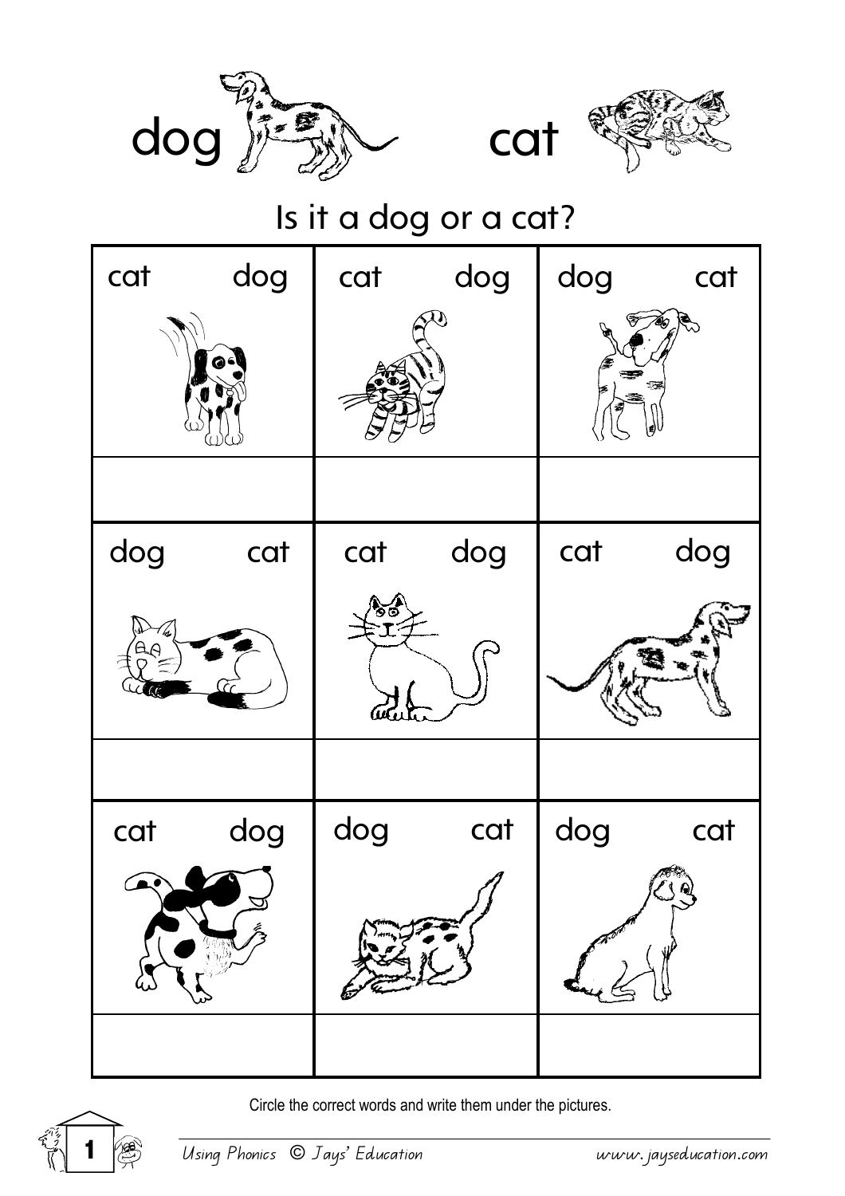dog cat

## Is it a dog or a cat?

| | | |
|---|---|---|
| cat dog | cat dog | dog cat |
| | | |
| dog cat | cat dog | cat dog |
| | | |
| cat dog | dog cat | dog cat |
| | | |

Circle the correct words and write them under the pictures.

*Using Phonics © Jays' Education* www.jayseducation.com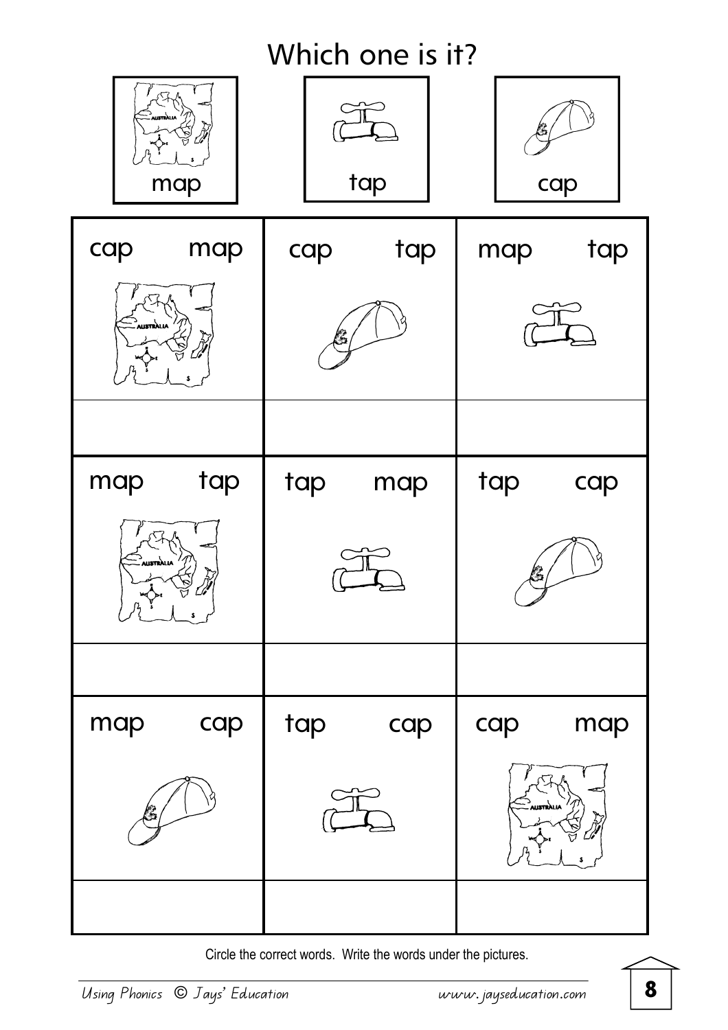# Which one is it?

| map | tap | cap |
|---|---|---|

| | | |
|---|---|---|
| cap map | cap tap | map tap |
| | | |
| map tap | tap map | tap cap |
| | | |
| map cap | tap cap | cap map |
| | | |

Circle the correct words. Write the words under the pictures.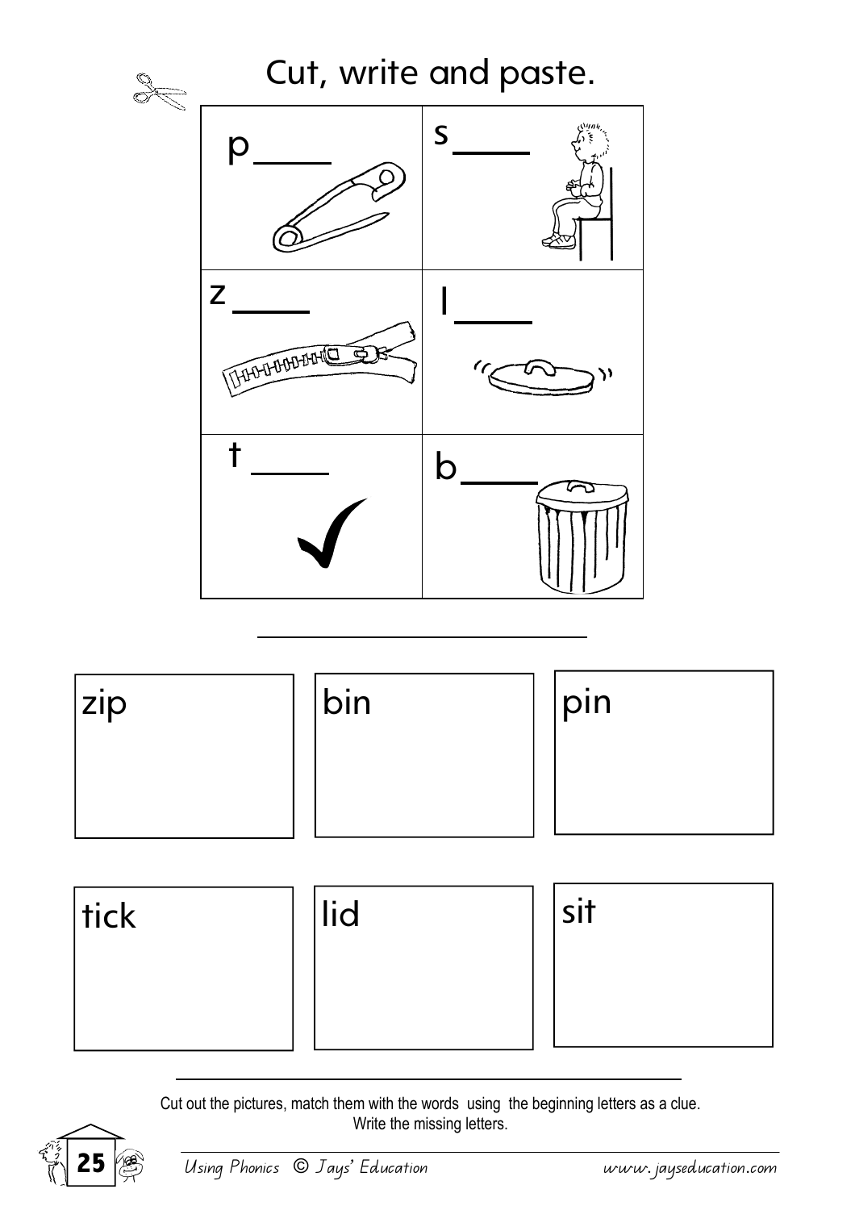# Cut, write and paste.

| | |
|---|---|
| p____ | s____ |
| z____ | l____ |
| t____ | b____ |

| | | |
|---|---|---|
| zip | bin | pin |
| tick | lid | sit |

Cut out the pictures, match them with the words using the beginning letters as a clue. Write the missing letters.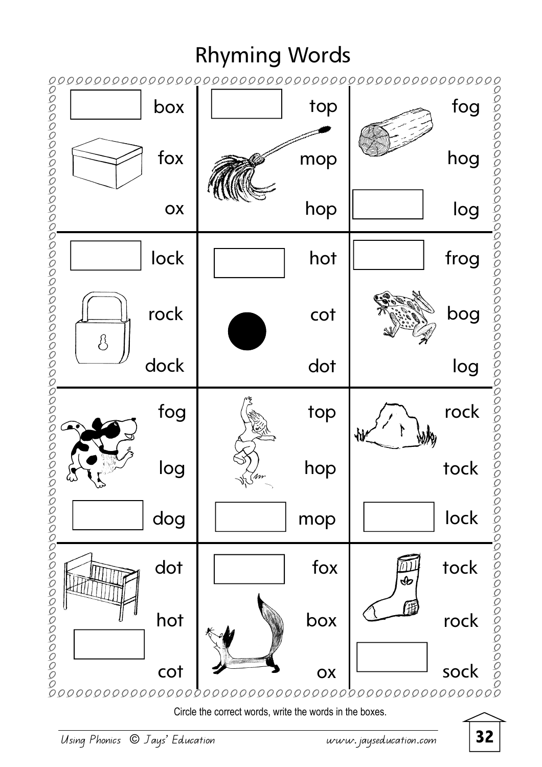# Rhyming Words

| | | |
|---|---|---|
| box<br>fox<br>ox | top<br>mop<br>hop | fog<br>hog<br>log |
| lock<br>rock<br>dock | hot<br>cot<br>dot | frog<br>bog<br>log |
| fog<br>log<br>dog | top<br>hop<br>mop | rock<br>tock<br>lock |
| dot<br>hot<br>cot | fox<br>box<br>ox | tock<br>rock<br>sock |

Circle the correct words, write the words in the boxes.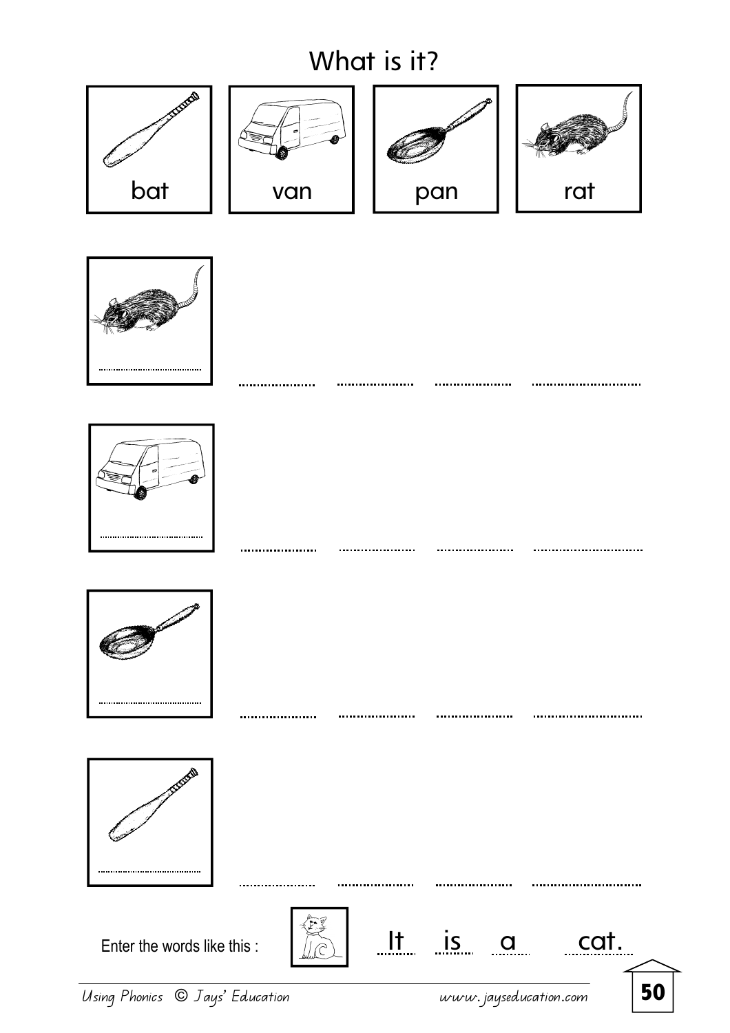# What is it?

bat

van

pan

rat

Enter the words like this : It is a cat.

*Using Phonics © Jays' Education* *www.jayseducation.com*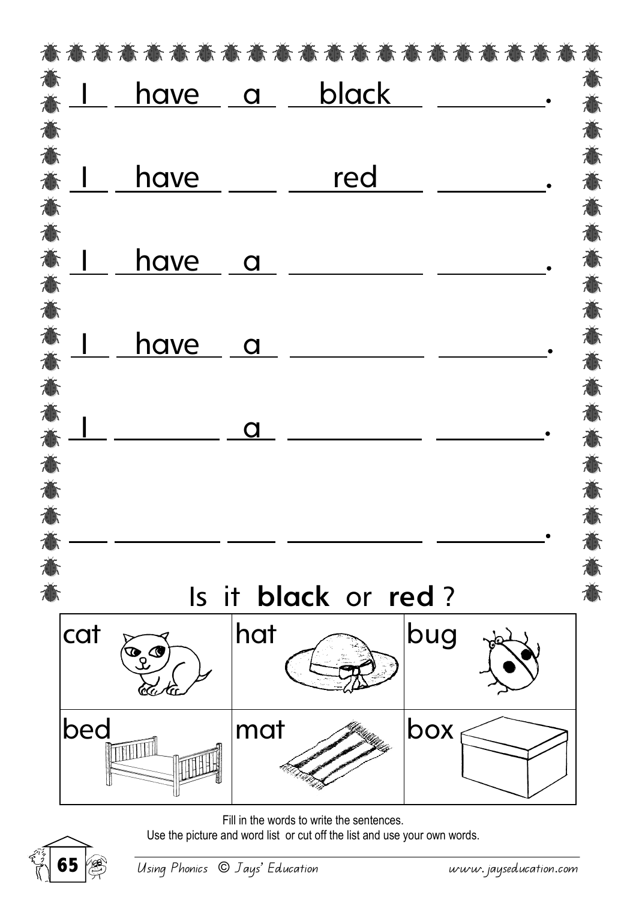I have a black ________.

I have ____ red ________.

I have a ____________ ________.

I have a ____________ ________.

I ________ a ____________ ________.

____ ________ ____ ____________ ________.

## Is it **black** or **red** ?

| | | |
|---|---|---|
| cat | hat | bug |
| bed | mat | box |

Fill in the words to write the sentences.
Use the picture and word list or cut off the list and use your own words.